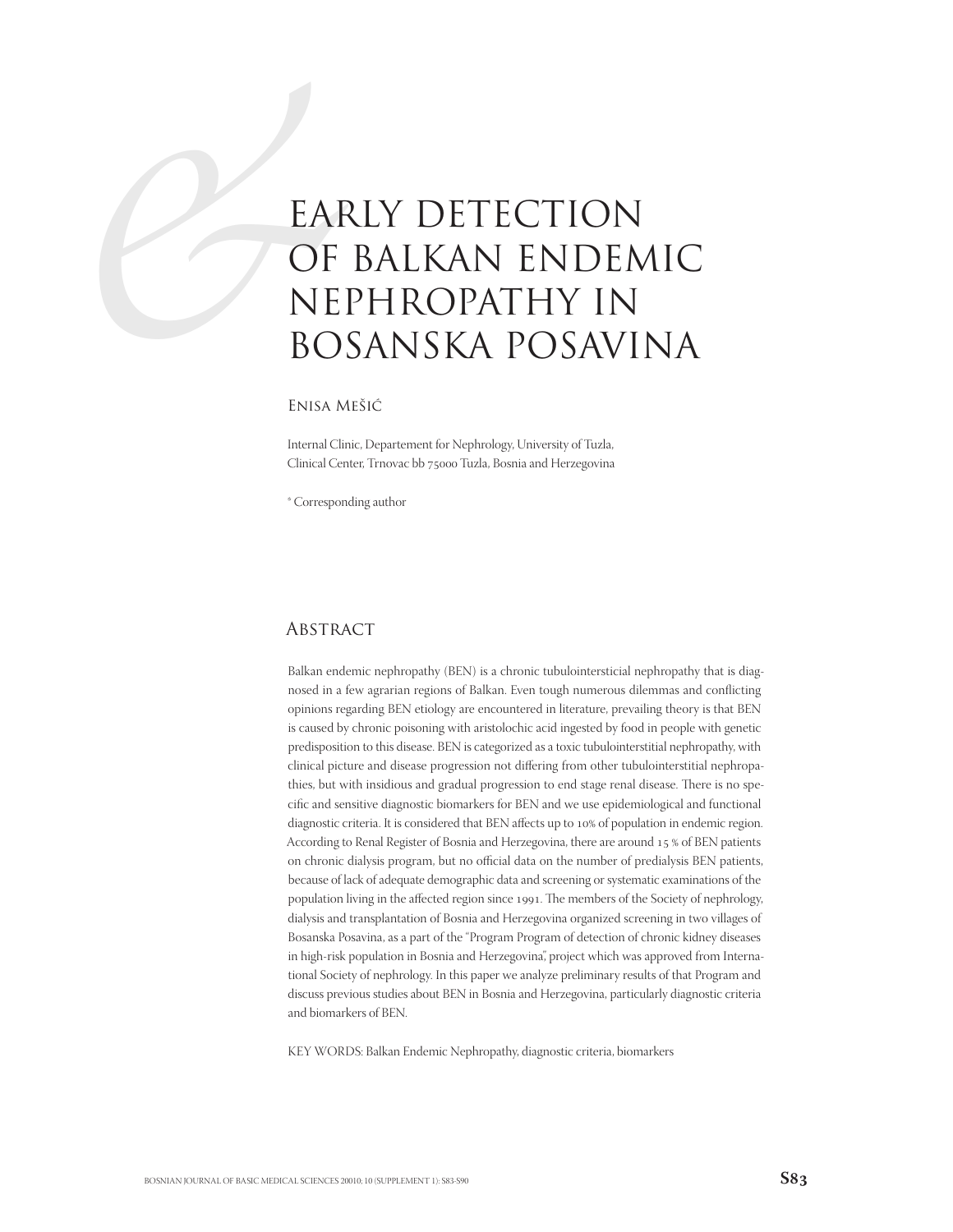# EARLY DETECTION OF BALKAN ENDEMIC NEPHROPATHY IN BOSANSKA POSAVINA

Enisa Mešić

Internal Clinic, Departement for Nephrology, University of Tuzla, Clinical Center, Trnovac bb 75000 Tuzla, Bosnia and Herzegovina

* Corresponding author

## Abstract

Balkan endemic nephropathy (BEN) is a chronic tubulointersticial nephropathy that is diagnosed in a few agrarian regions of Balkan. Even tough numerous dilemmas and conflicting opinions regarding BEN etiology are encountered in literature, prevailing theory is that BEN is caused by chronic poisoning with aristolochic acid ingested by food in people with genetic predisposition to this disease. BEN is categorized as a toxic tubulointerstitial nephropathy, with clinical picture and disease progression not differing from other tubulointerstitial nephropathies, but with insidious and gradual progression to end stage renal disease. There is no specific and sensitive diagnostic biomarkers for BEN and we use epidemiological and functional diagnostic criteria. It is considered that BEN affects up to 10% of population in endemic region. According to Renal Register of Bosnia and Herzegovina, there are around 15 % of BEN patients on chronic dialysis program, but no official data on the number of predialysis BEN patients, because of lack of adequate demographic data and screening or systematic examinations of the population living in the affected region since 1991. The members of the Society of nephrology, dialysis and transplantation of Bosnia and Herzegovina organized screening in two villages of Bosanska Posavina, as a part of the "Program Program of detection of chronic kidney diseases in high-risk population in Bosnia and Herzegovina", project which was approved from International Society of nephrology. In this paper we analyze preliminary results of that Program and discuss previous studies about BEN in Bosnia and Herzegovina, particularly diagnostic criteria and biomarkers of BEN.

KEY WORDS: Balkan Endemic Nephropathy, diagnostic criteria, biomarkers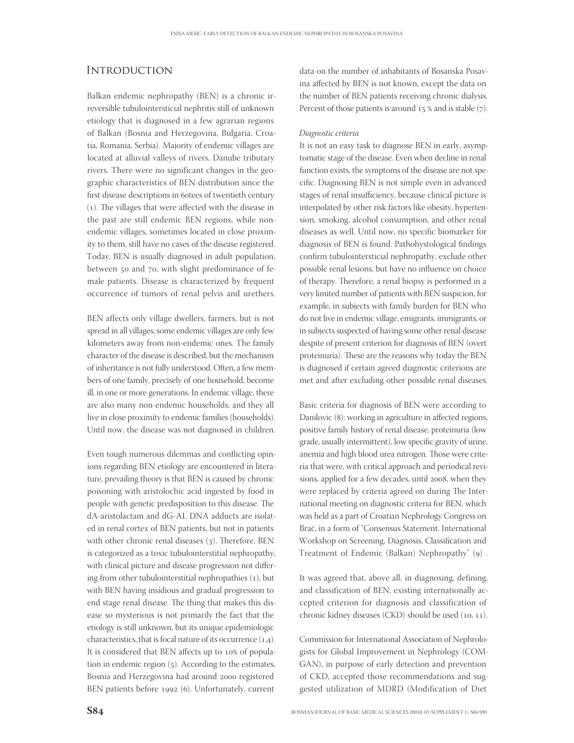## Introduction

Balkan endemic nephropathy (BEN) is a chronic irreversible tubulointersticial nephritis still of unknown etiology that is diagnosed in a few agrarian regions of Balkan (Bosnia and Herzegovina, Bulgaria, Croatia, Romania, Serbia). Majority of endemic villages are located at alluvial valleys of rivers, Danube tributary rivers. There were no significant changes in the geographic characteristics of BEN distribution since the first disease descriptions in 60tees of twentieth century (1). The villages that were affected with the disease in the past are still endemic BEN regions, while non-endemic villages, sometimes located in close proximity to them, still have no cases of the disease registered. Today, BEN is usually diagnosed in adult population, between 50 and 70, with slight predominance of female patients. Disease is characterized by frequent occurrence of tumors of renal pelvis and urethers.

BEN affects only village dwellers, farmers, but is not spread in all villages; some endemic villages are only few kilometers away from non-endemic ones. The family character of the disease is described, but the mechanism of inheritance is not fully understood. Often, a few members of one family, precisely of one household, become ill, in one or more generations. In endemic village, there are also many non-endemic households, and they all live in close proximity to endemic families (households). Until now, the disease was not diagnosed in children.

Even tough numerous dilemmas and conflicting opinions regarding BEN etiology are encountered in literature, prevailing theory is that BEN is caused by chronic poisoning with aristolochic acid ingested by food in people with genetic predisposition to this disease. The dA-aristolactam and dG-AL DNA adducts are isolated in renal cortex of BEN patients, but not in patients with other chronic renal diseases (3). Therefore, BEN is categorized as a toxic tubulointerstitial nephropathy, with clinical picture and disease progression not differing from other tubulointerstitial nephropathies (1), but with BEN having insidious and gradual progression to end stage renal disease. The thing that makes this disease so mysterious is not primarily the fact that the etiology is still unknown, but its unique epidemiologic characteristics, that is focal nature of its occurrence (1,4). It is considered that BEN affects up to 10% of population in endemic region (5). According to the estimates, Bosnia and Herzegovina had around 2000 registered BEN patients before 1992 (6). Unfortunately, current data on the number of inhabitants of Bosanska Posavina affected by BEN is not known, except the data on the number of BEN patients receiving chronic dialysis. Percent of those patients is around 15 % and is stable (7).

*Diagnostic criteria*

It is not an easy task to diagnose BEN in early, asymptomatic stage of the disease. Even when decline in renal function exists, the symptoms of the disease are not specific. Diagnosing BEN is not simple even in advanced stages of renal insufficiency, because clinical picture is interpolated by other risk factors like obesity, hypertension, smoking, alcohol consumption, and other renal diseases as well. Until now, no specific biomarker for diagnosis of BEN is found. Pathohystological findings confirm tubulointersticial nephropathy, exclude other possible renal lesions, but have no influence on choice of therapy. Therefore, a renal biopsy is performed in a very limited number of patients with BEN suspicion, for example, in subjects with family burden for BEN who do not live in endemic village, emigrants, immigrants, or in subjects suspected of having some other renal disease despite of present criterion for diagnosis of BEN (overt proteinuria). These are the reasons why today the BEN is diagnosed if certain agreed diagnostic criterions are met and after excluding other possible renal diseases.

Basic criteria for diagnosis of BEN were according to Danilovic (8): working in agriculture in affected regions, positive family history of renal disease, proteinuria (low grade, usually intermittent), low specific gravity of urine, anemia and high blood urea nitrogen. Those were criteria that were, with critical approach and periodical revisions, applied for a few decades, until 2008, when they were replaced by criteria agreed on during The International meeting on diagnostic criteria for BEN, which was held as a part of Croatian Nephrology Congress on Brač, in a form of "Consensus Statement. International Workshop on Screening, Diagnosis, Classification and Treatment of Endemic (Balkan) Nephropathy" (9) .

It was agreed that, above all, in diagnosing, defining, and classification of BEN, existing internationally accepted criterion for diagnosis and classification of chronic kidney diseases (CKD) should be used (10, 11).

Commission for International Association of Nephrologists for Global Improvement in Nephrology (COMGAN), in purpose of early detection and prevention of CKD, accepted those recommendations and suggested utilization of MDRD (Modification of Diet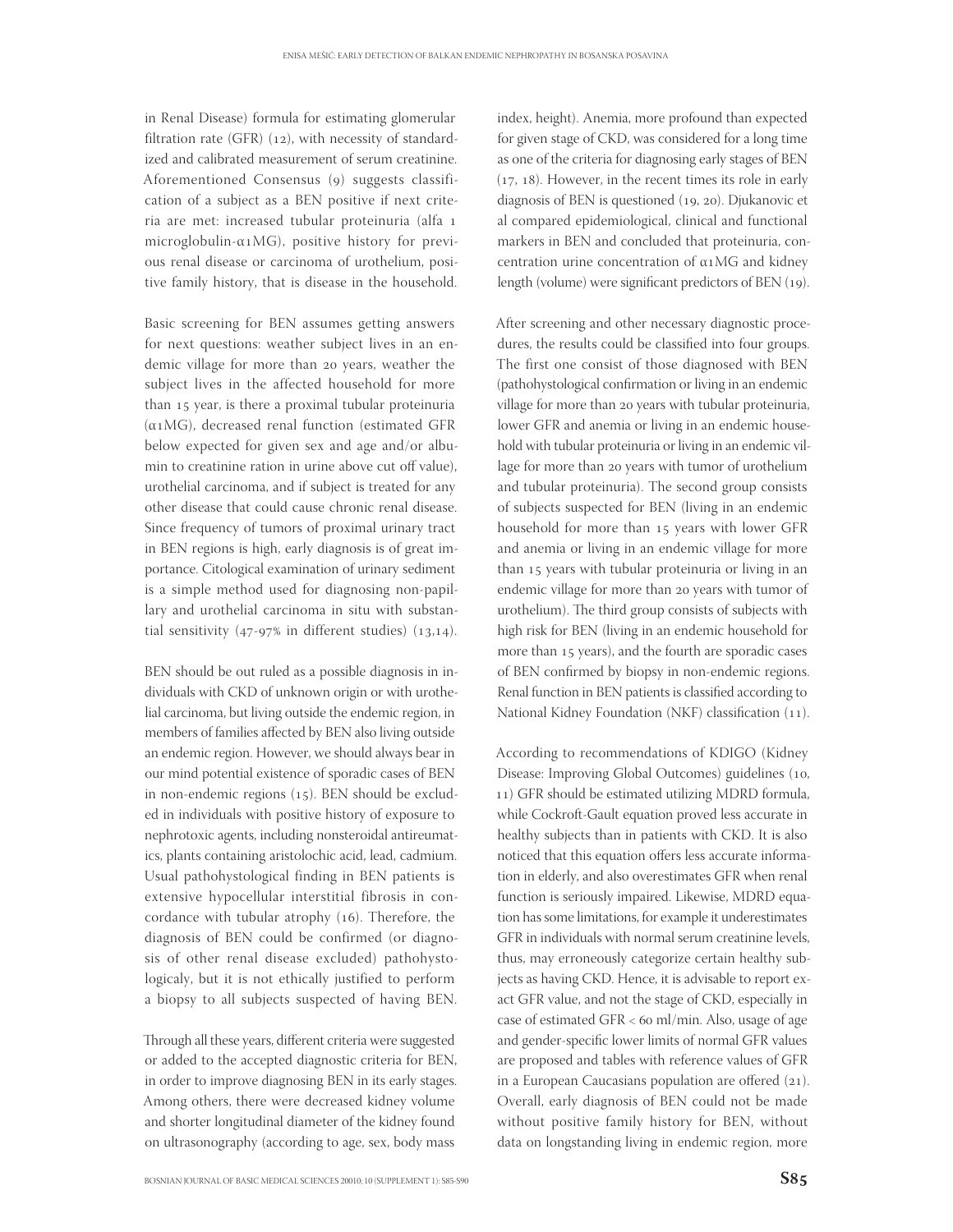in Renal Disease) formula for estimating glomerular filtration rate (GFR) (12), with necessity of standardized and calibrated measurement of serum creatinine. Aforementioned Consensus (9) suggests classification of a subject as a BEN positive if next criteria are met: increased tubular proteinuria (alfa 1 microglobulin-α1MG), positive history for previous renal disease or carcinoma of urothelium, positive family history, that is disease in the household.

Basic screening for BEN assumes getting answers for next questions: weather subject lives in an endemic village for more than 20 years, weather the subject lives in the affected household for more than 15 year, is there a proximal tubular proteinuria (α1MG), decreased renal function (estimated GFR below expected for given sex and age and/or albumin to creatinine ration in urine above cut off value), urothelial carcinoma, and if subject is treated for any other disease that could cause chronic renal disease. Since frequency of tumors of proximal urinary tract in BEN regions is high, early diagnosis is of great importance. Citological examination of urinary sediment is a simple method used for diagnosing non-papillary and urothelial carcinoma in situ with substantial sensitivity (47-97% in different studies) (13,14).

BEN should be out ruled as a possible diagnosis in individuals with CKD of unknown origin or with urothelial carcinoma, but living outside the endemic region, in members of families affected by BEN also living outside an endemic region. However, we should always bear in our mind potential existence of sporadic cases of BEN in non-endemic regions (15). BEN should be excluded in individuals with positive history of exposure to nephrotoxic agents, including nonsteroidal antireumatics, plants containing aristolochic acid, lead, cadmium. Usual pathohystological finding in BEN patients is extensive hypocellular interstitial fibrosis in concordance with tubular atrophy (16). Therefore, the diagnosis of BEN could be confirmed (or diagnosis of other renal disease excluded) pathohystologicaly, but it is not ethically justified to perform a biopsy to all subjects suspected of having BEN.

Through all these years, different criteria were suggested or added to the accepted diagnostic criteria for BEN, in order to improve diagnosing BEN in its early stages. Among others, there were decreased kidney volume and shorter longitudinal diameter of the kidney found on ultrasonography (according to age, sex, body mass index, height). Anemia, more profound than expected for given stage of CKD, was considered for a long time as one of the criteria for diagnosing early stages of BEN (17, 18). However, in the recent times its role in early diagnosis of BEN is questioned (19, 20). Djukanovic et al compared epidemiological, clinical and functional markers in BEN and concluded that proteinuria, concentration urine concentration of α1MG and kidney length (volume) were significant predictors of BEN (19).

After screening and other necessary diagnostic procedures, the results could be classified into four groups. The first one consist of those diagnosed with BEN (pathohystological confirmation or living in an endemic village for more than 20 years with tubular proteinuria, lower GFR and anemia or living in an endemic household with tubular proteinuria or living in an endemic village for more than 20 years with tumor of urothelium and tubular proteinuria). The second group consists of subjects suspected for BEN (living in an endemic household for more than 15 years with lower GFR and anemia or living in an endemic village for more than 15 years with tubular proteinuria or living in an endemic village for more than 20 years with tumor of urothelium). The third group consists of subjects with high risk for BEN (living in an endemic household for more than 15 years), and the fourth are sporadic cases of BEN confirmed by biopsy in non-endemic regions. Renal function in BEN patients is classified according to National Kidney Foundation (NKF) classification (11).

According to recommendations of KDIGO (Kidney Disease: Improving Global Outcomes) guidelines (10, 11) GFR should be estimated utilizing MDRD formula, while Cockroft-Gault equation proved less accurate in healthy subjects than in patients with CKD. It is also noticed that this equation offers less accurate information in elderly, and also overestimates GFR when renal function is seriously impaired. Likewise, MDRD equation has some limitations, for example it underestimates GFR in individuals with normal serum creatinine levels, thus, may erroneously categorize certain healthy subjects as having CKD. Hence, it is advisable to report exact GFR value, and not the stage of CKD, especially in case of estimated GFR < 60 ml/min. Also, usage of age and gender-specific lower limits of normal GFR values are proposed and tables with reference values of GFR in a European Caucasians population are offered (21). Overall, early diagnosis of BEN could not be made without positive family history for BEN, without data on longstanding living in endemic region, more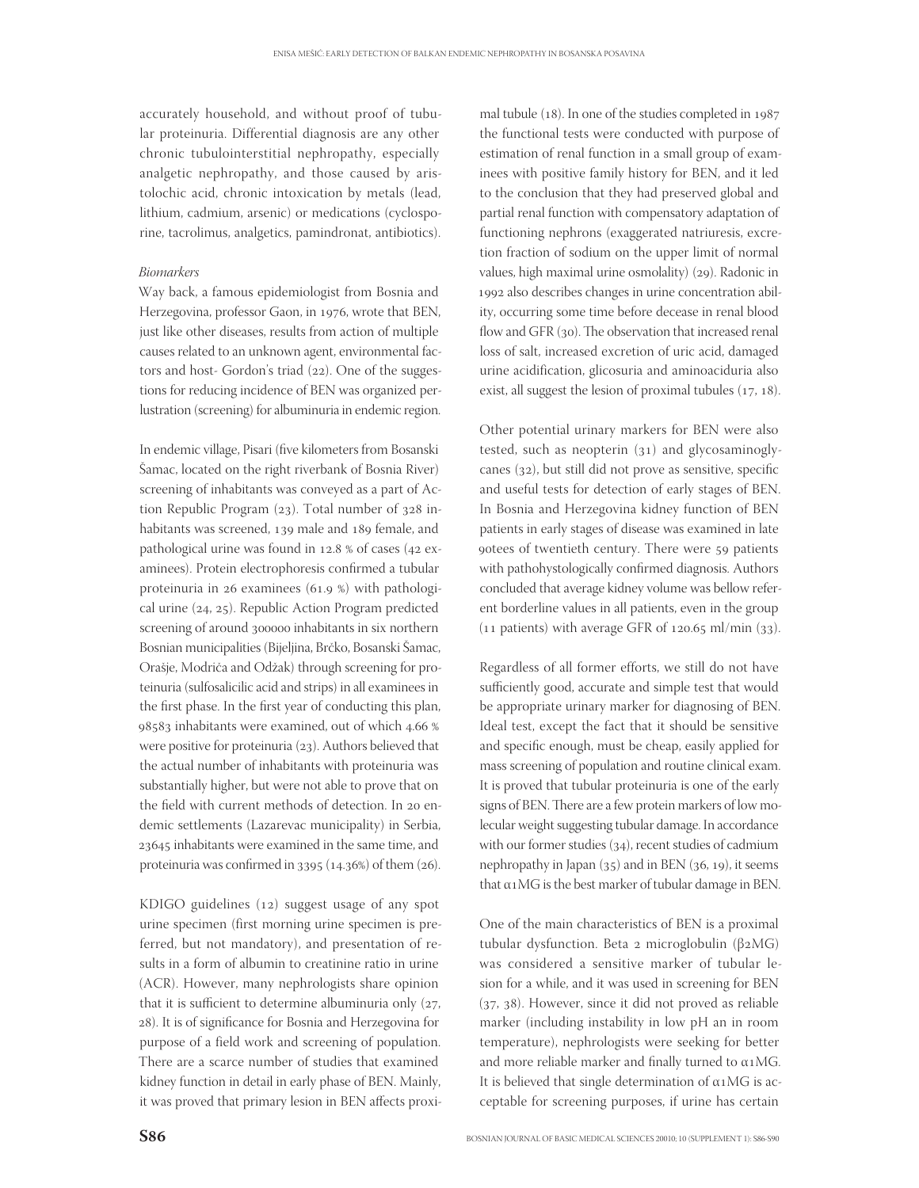accurately household, and without proof of tubular proteinuria. Differential diagnosis are any other chronic tubulointerstitial nephropathy, especially analgetic nephropathy, and those caused by aristolochic acid, chronic intoxication by metals (lead, lithium, cadmium, arsenic) or medications (cyclosporine, tacrolimus, analgetics, pamindronat, antibiotics).

*Biomarkers*

Way back, a famous epidemiologist from Bosnia and Herzegovina, professor Gaon, in 1976, wrote that BEN, just like other diseases, results from action of multiple causes related to an unknown agent, environmental factors and host- Gordon's triad (22). One of the suggestions for reducing incidence of BEN was organized perlustration (screening) for albuminuria in endemic region.

In endemic village, Pisari (five kilometers from Bosanski Šamac, located on the right riverbank of Bosnia River) screening of inhabitants was conveyed as a part of Action Republic Program (23). Total number of 328 inhabitants was screened, 139 male and 189 female, and pathological urine was found in 12.8 % of cases (42 examinees). Protein electrophoresis confirmed a tubular proteinuria in 26 examinees (61.9 %) with pathological urine (24, 25). Republic Action Program predicted screening of around 300000 inhabitants in six northern Bosnian municipalities (Bijeljina, Brčko, Bosanski Šamac, Orašje, Modriča and Odžak) through screening for proteinuria (sulfosalicilic acid and strips) in all examinees in the first phase. In the first year of conducting this plan, 98583 inhabitants were examined, out of which 4.66 % were positive for proteinuria (23). Authors believed that the actual number of inhabitants with proteinuria was substantially higher, but were not able to prove that on the field with current methods of detection. In 20 endemic settlements (Lazarevac municipality) in Serbia, 23645 inhabitants were examined in the same time, and proteinuria was confirmed in 3395 (14.36%) of them (26).

KDIGO guidelines (12) suggest usage of any spot urine specimen (first morning urine specimen is preferred, but not mandatory), and presentation of results in a form of albumin to creatinine ratio in urine (ACR). However, many nephrologists share opinion that it is sufficient to determine albuminuria only (27, 28). It is of significance for Bosnia and Herzegovina for purpose of a field work and screening of population. There are a scarce number of studies that examined kidney function in detail in early phase of BEN. Mainly, it was proved that primary lesion in BEN affects proximal tubule (18). In one of the studies completed in 1987 the functional tests were conducted with purpose of estimation of renal function in a small group of examinees with positive family history for BEN, and it led to the conclusion that they had preserved global and partial renal function with compensatory adaptation of functioning nephrons (exaggerated natriuresis, excretion fraction of sodium on the upper limit of normal values, high maximal urine osmolality) (29). Radonic in 1992 also describes changes in urine concentration ability, occurring some time before decease in renal blood flow and GFR (30). The observation that increased renal loss of salt, increased excretion of uric acid, damaged urine acidification, glicosuria and aminoaciduria also exist, all suggest the lesion of proximal tubules (17, 18).

Other potential urinary markers for BEN were also tested, such as neopterin (31) and glycosaminoglycanes (32), but still did not prove as sensitive, specific and useful tests for detection of early stages of BEN. In Bosnia and Herzegovina kidney function of BEN patients in early stages of disease was examined in late 90tees of twentieth century. There were 59 patients with pathohystologically confirmed diagnosis. Authors concluded that average kidney volume was bellow referent borderline values in all patients, even in the group (11 patients) with average GFR of 120.65 ml/min (33).

Regardless of all former efforts, we still do not have sufficiently good, accurate and simple test that would be appropriate urinary marker for diagnosing of BEN. Ideal test, except the fact that it should be sensitive and specific enough, must be cheap, easily applied for mass screening of population and routine clinical exam. It is proved that tubular proteinuria is one of the early signs of BEN. There are a few protein markers of low molecular weight suggesting tubular damage. In accordance with our former studies (34), recent studies of cadmium nephropathy in Japan (35) and in BEN (36, 19), it seems that α1MG is the best marker of tubular damage in BEN.

One of the main characteristics of BEN is a proximal tubular dysfunction. Beta 2 microglobulin (β2MG) was considered a sensitive marker of tubular lesion for a while, and it was used in screening for BEN (37, 38). However, since it did not proved as reliable marker (including instability in low pH an in room temperature), nephrologists were seeking for better and more reliable marker and finally turned to α1MG. It is believed that single determination of α1MG is acceptable for screening purposes, if urine has certain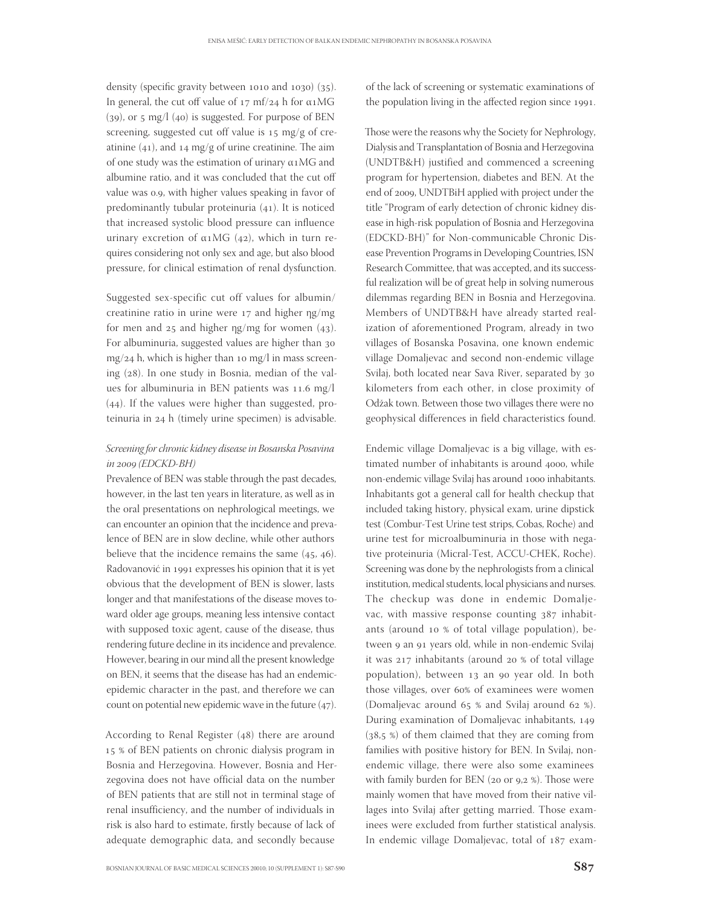density (specific gravity between 1010 and 1030) (35). In general, the cut off value of 17 mf/24 h for α1MG (39), or 5 mg/l (40) is suggested. For purpose of BEN screening, suggested cut off value is 15 mg/g of creatinine (41), and 14 mg/g of urine creatinine. The aim of one study was the estimation of urinary α1MG and albumine ratio, and it was concluded that the cut off value was 0.9, with higher values speaking in favor of predominantly tubular proteinuria (41). It is noticed that increased systolic blood pressure can influence urinary excretion of α1MG (42), which in turn requires considering not only sex and age, but also blood pressure, for clinical estimation of renal dysfunction.

Suggested sex-specific cut off values for albumin/creatinine ratio in urine were 17 and higher ηg/mg for men and 25 and higher ηg/mg for women (43). For albuminuria, suggested values are higher than 30 mg/24 h, which is higher than 10 mg/l in mass screening (28). In one study in Bosnia, median of the values for albuminuria in BEN patients was 11.6 mg/l (44). If the values were higher than suggested, proteinuria in 24 h (timely urine specimen) is advisable.

*Screening for chronic kidney disease in Bosanska Posavina in 2009 (EDCKD-BH)*

Prevalence of BEN was stable through the past decades, however, in the last ten years in literature, as well as in the oral presentations on nephrological meetings, we can encounter an opinion that the incidence and prevalence of BEN are in slow decline, while other authors believe that the incidence remains the same (45, 46). Radovanović in 1991 expresses his opinion that it is yet obvious that the development of BEN is slower, lasts longer and that manifestations of the disease moves toward older age groups, meaning less intensive contact with supposed toxic agent, cause of the disease, thus rendering future decline in its incidence and prevalence. However, bearing in our mind all the present knowledge on BEN, it seems that the disease has had an endemic-epidemic character in the past, and therefore we can count on potential new epidemic wave in the future (47).

According to Renal Register (48) there are around 15 % of BEN patients on chronic dialysis program in Bosnia and Herzegovina. However, Bosnia and Herzegovina does not have official data on the number of BEN patients that are still not in terminal stage of renal insufficiency, and the number of individuals in risk is also hard to estimate, firstly because of lack of adequate demographic data, and secondly because of the lack of screening or systematic examinations of the population living in the affected region since 1991.

Those were the reasons why the Society for Nephrology, Dialysis and Transplantation of Bosnia and Herzegovina (UNDTB&H) justified and commenced a screening program for hypertension, diabetes and BEN. At the end of 2009, UNDTBiH applied with project under the title "Program of early detection of chronic kidney disease in high-risk population of Bosnia and Herzegovina (EDCKD-BH)" for Non-communicable Chronic Disease Prevention Programs in Developing Countries, ISN Research Committee, that was accepted, and its successful realization will be of great help in solving numerous dilemmas regarding BEN in Bosnia and Herzegovina. Members of UNDTB&H have already started realization of aforementioned Program, already in two villages of Bosanska Posavina, one known endemic village Domaljevac and second non-endemic village Svilaj, both located near Sava River, separated by 30 kilometers from each other, in close proximity of Odžak town. Between those two villages there were no geophysical differences in field characteristics found.

Endemic village Domaljevac is a big village, with estimated number of inhabitants is around 4000, while non-endemic village Svilaj has around 1000 inhabitants. Inhabitants got a general call for health checkup that included taking history, physical exam, urine dipstick test (Combur-Test Urine test strips, Cobas, Roche) and urine test for microalbuminuria in those with negative proteinuria (Micral-Test, ACCU-CHEK, Roche). Screening was done by the nephrologists from a clinical institution, medical students, local physicians and nurses. The checkup was done in endemic Domaljevac, with massive response counting 387 inhabitants (around 10 % of total village population), between 9 an 91 years old, while in non-endemic Svilaj it was 217 inhabitants (around 20 % of total village population), between 13 an 90 year old. In both those villages, over 60% of examinees were women (Domaljevac around 65 % and Svilaj around 62 %). During examination of Domaljevac inhabitants, 149 (38,5 %) of them claimed that they are coming from families with positive history for BEN. In Svilaj, non-endemic village, there were also some examinees with family burden for BEN (20 or 9,2 %). Those were mainly women that have moved from their native villages into Svilaj after getting married. Those examinees were excluded from further statistical analysis. In endemic village Domaljevac, total of 187 exam-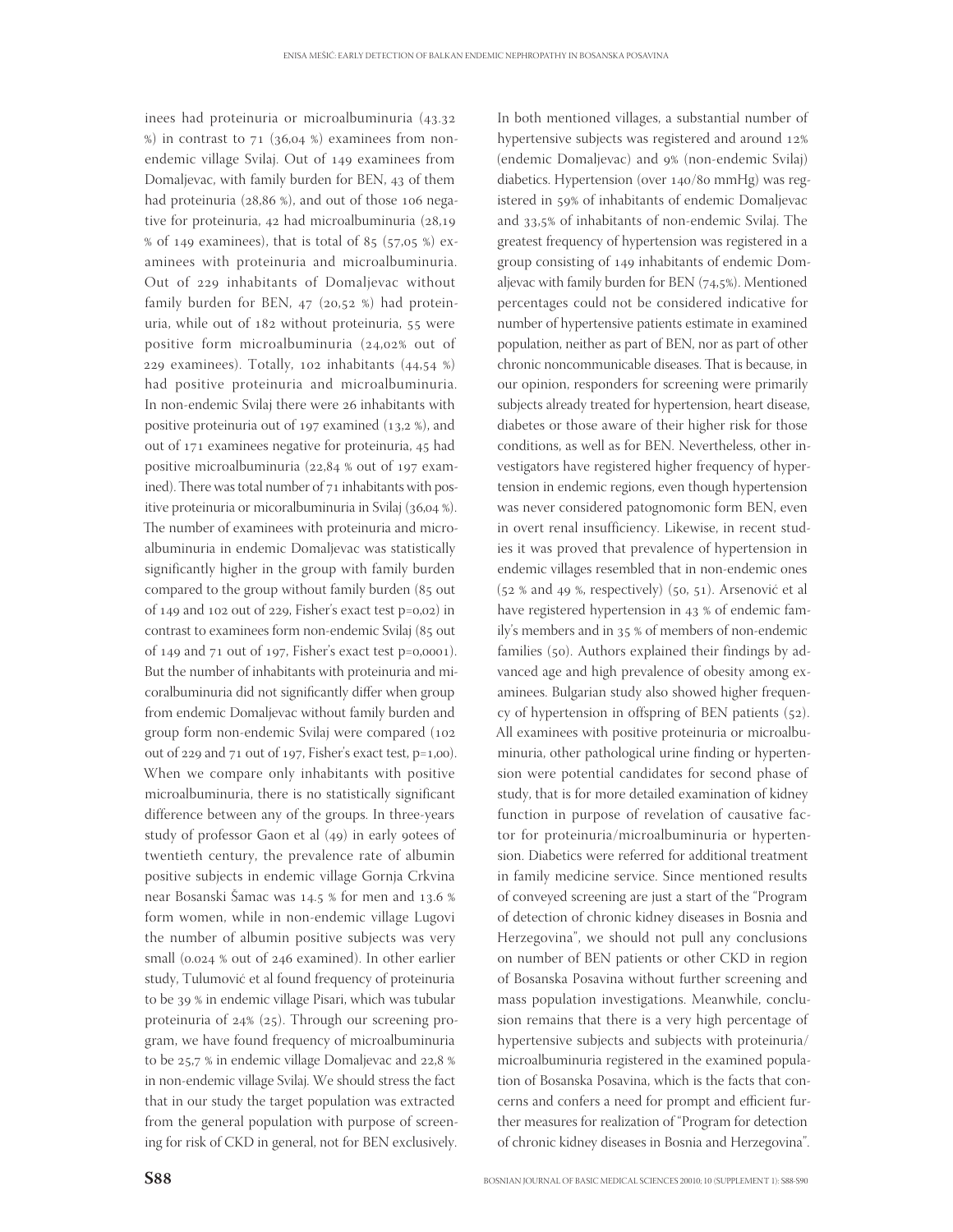inees had proteinuria or microalbuminuria (43.32 %) in contrast to 71 (36,04 %) examinees from non-endemic village Svilaj. Out of 149 examinees from Domaljevac, with family burden for BEN, 43 of them had proteinuria (28,86 %), and out of those 106 negative for proteinuria, 42 had microalbuminuria (28,19 % of 149 examinees), that is total of 85 (57,05 %) examinees with proteinuria and microalbuminuria. Out of 229 inhabitants of Domaljevac without family burden for BEN, 47 (20,52 %) had proteinuria, while out of 182 without proteinuria, 55 were positive form microalbuminuria (24,02% out of 229 examinees). Totally, 102 inhabitants (44,54 %) had positive proteinuria and microalbuminuria. In non-endemic Svilaj there were 26 inhabitants with positive proteinuria out of 197 examined (13,2 %), and out of 171 examinees negative for proteinuria, 45 had positive microalbuminuria (22,84 % out of 197 examined). There was total number of 71 inhabitants with positive proteinuria or micoralbuminuria in Svilaj (36,04 %). The number of examinees with proteinuria and microalbuminuria in endemic Domaljevac was statistically significantly higher in the group with family burden compared to the group without family burden (85 out of 149 and 102 out of 229, Fisher's exact test p=0,02) in contrast to examinees form non-endemic Svilaj (85 out of 149 and 71 out of 197, Fisher's exact test p=0,0001). But the number of inhabitants with proteinuria and micoralbuminuria did not significantly differ when group from endemic Domaljevac without family burden and group form non-endemic Svilaj were compared (102 out of 229 and 71 out of 197, Fisher's exact test, p=1,00). When we compare only inhabitants with positive microalbuminuria, there is no statistically significant difference between any of the groups. In three-years study of professor Gaon et al (49) in early 90tees of twentieth century, the prevalence rate of albumin positive subjects in endemic village Gornja Crkvina near Bosanski Šamac was 14.5 % for men and 13.6 % form women, while in non-endemic village Lugovi the number of albumin positive subjects was very small (0.024 % out of 246 examined). In other earlier study, Tulumović et al found frequency of proteinuria to be 39 % in endemic village Pisari, which was tubular proteinuria of 24% (25). Through our screening program, we have found frequency of microalbuminuria to be 25,7 % in endemic village Domaljevac and 22,8 % in non-endemic village Svilaj. We should stress the fact that in our study the target population was extracted from the general population with purpose of screening for risk of CKD in general, not for BEN exclusively.

In both mentioned villages, a substantial number of hypertensive subjects was registered and around 12% (endemic Domaljevac) and 9% (non-endemic Svilaj) diabetics. Hypertension (over 140/80 mmHg) was registered in 59% of inhabitants of endemic Domaljevac and 33,5% of inhabitants of non-endemic Svilaj. The greatest frequency of hypertension was registered in a group consisting of 149 inhabitants of endemic Domaljevac with family burden for BEN (74,5%). Mentioned percentages could not be considered indicative for number of hypertensive patients estimate in examined population, neither as part of BEN, nor as part of other chronic noncommunicable diseases. That is because, in our opinion, responders for screening were primarily subjects already treated for hypertension, heart disease, diabetes or those aware of their higher risk for those conditions, as well as for BEN. Nevertheless, other investigators have registered higher frequency of hypertension in endemic regions, even though hypertension was never considered patognomonic form BEN, even in overt renal insufficiency. Likewise, in recent studies it was proved that prevalence of hypertension in endemic villages resembled that in non-endemic ones (52 % and 49 %, respectively) (50, 51). Arsenović et al have registered hypertension in 43 % of endemic family's members and in 35 % of members of non-endemic families (50). Authors explained their findings by advanced age and high prevalence of obesity among examinees. Bulgarian study also showed higher frequency of hypertension in offspring of BEN patients (52). All examinees with positive proteinuria or microalbuminuria, other pathological urine finding or hypertension were potential candidates for second phase of study, that is for more detailed examination of kidney function in purpose of revelation of causative factor for proteinuria/microalbuminuria or hypertension. Diabetics were referred for additional treatment in family medicine service. Since mentioned results of conveyed screening are just a start of the "Program of detection of chronic kidney diseases in Bosnia and Herzegovina", we should not pull any conclusions on number of BEN patients or other CKD in region of Bosanska Posavina without further screening and mass population investigations. Meanwhile, conclusion remains that there is a very high percentage of hypertensive subjects and subjects with proteinuria/microalbuminuria registered in the examined population of Bosanska Posavina, which is the facts that concerns and confers a need for prompt and efficient further measures for realization of "Program for detection of chronic kidney diseases in Bosnia and Herzegovina".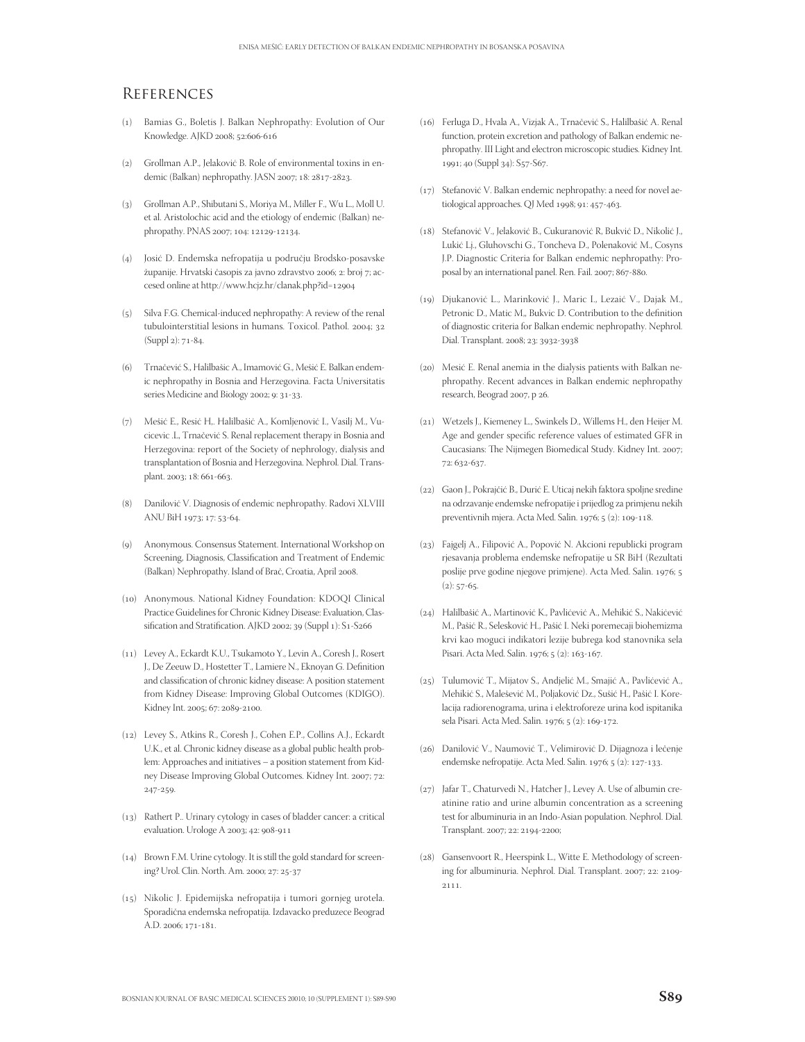## References

1. Bamias G., Boletis J. Balkan Nephropathy: Evolution of Our Knowledge. AJKD 2008; 52:606-616
2. Grollman A.P., Jelaković B. Role of environmental toxins in endemic (Balkan) nephropathy. JASN 2007; 18: 2817-2823.
3. Grollman A.P., Shibutani S., Moriya M., Miller F., Wu L., Moll U. et al. Aristolochic acid and the etiology of endemic (Balkan) nephropathy. PNAS 2007; 104: 12129-12134.
4. Josić D. Endemska nefropatija u području Brodsko-posavske županije. Hrvatski časopis za javno zdravstvo 2006; 2: broj 7; accesed online at http://www.hcjz.hr/clanak.php?id=12904
5. Silva F.G. Chemical-induced nephropathy: A review of the renal tubulointerstitial lesions in humans. Toxicol. Pathol. 2004; 32 (Suppl 2): 71-84.
6. Trnačević S., Halilbašic A., Imamović G., Mešić E. Balkan endemic nephropathy in Bosnia and Herzegovina. Facta Universitatis series Medicine and Biology 2002; 9: 31-33.
7. Mešić E., Resić H,. Halilbašić A., Komljenović I., Vasilj M., Vucicevic .L, Trnačević S. Renal replacement therapy in Bosnia and Herzegovina: report of the Society of nephrology, dialysis and transplantation of Bosnia and Herzegovina. Nephrol. Dial. Transplant. 2003; 18: 661-663.
8. Danilović V. Diagnosis of endemic nephropathy. Radovi XLVIII ANU BiH 1973; 17: 53-64.
9. Anonymous. Consensus Statement. International Workshop on Screening, Diagnosis, Classification and Treatment of Endemic (Balkan) Nephropathy. Island of Brač, Croatia, April 2008.
10. Anonymous. National Kidney Foundation: KDOQI Clinical Practice Guidelines for Chronic Kidney Disease: Evaluation, Classification and Stratification. AJKD 2002; 39 (Suppl 1): S1-S266
11. Levey A., Eckardt K.U., Tsukamoto Y., Levin A., Coresh J., Rosert J., De Zeeuw D., Hostetter T., Lamiere N., Eknoyan G. Definition and classification of chronic kidney disease: A position statement from Kidney Disease: Improving Global Outcomes (KDIGO). Kidney Int. 2005; 67: 2089-2100.
12. Levey S., Atkins R., Coresh J., Cohen E.P., Collins A.J., Eckardt U.K., et al. Chronic kidney disease as a global public health problem: Approaches and initiatives – a position statement from Kidney Disease Improving Global Outcomes. Kidney Int. 2007; 72: 247-259.
13. Rathert P.. Urinary cytology in cases of bladder cancer: a critical evaluation. Urologe A 2003; 42: 908-911
14. Brown F.M. Urine cytology. It is still the gold standard for screening? Urol. Clin. North. Am. 2000; 27: 25-37
15. Nikolic J. Epidemijska nefropatija i tumori gornjeg urotela. Sporadična endemska nefropatija. Izdavacko preduzece Beograd A.D. 2006; 171-181.
16. Ferluga D., Hvala A., Vizjak A., Trnačević S., Halilbašić A. Renal function, protein excretion and pathology of Balkan endemic nephropathy. III Light and electron microscopic studies. Kidney Int. 1991; 40 (Suppl 34): S57-S67.
17. Stefanović V. Balkan endemic nephropathy: a need for novel aetiological approaches. QJ Med 1998; 91: 457-463.
18. Stefanović V., Jelaković B., Cukuranović R, Bukvić D., Nikolić J., Lukić Lj., Gluhovschi G., Toncheva D., Polenaković M., Cosyns J.P. Diagnostic Criteria for Balkan endemic nephropathy: Proposal by an international panel. Ren. Fail. 2007; 867-880.
19. Djukanović L., Marinković J., Maric I., Lezaić V., Dajak M., Petronic D., Matic M,, Bukvic D. Contribution to the definition of diagnostic criteria for Balkan endemic nephropathy. Nephrol. Dial. Transplant. 2008; 23: 3932-3938
20. Mesić E. Renal anemia in the dialysis patients with Balkan nephropathy. Recent advances in Balkan endemic nephropathy research, Beograd 2007, p 26.
21. Wetzels J., Kiemeney L., Swinkels D., Willems H., den Heijer M. Age and gender specific reference values of estimated GFR in Caucasians: The Nijmegen Biomedical Study. Kidney Int. 2007; 72: 632-637.
22. Gaon J., Pokrajčić B., Durić E. Uticaj nekih faktora spoljne sredine na odrzavanje endemske nefropatije i prijedlog za primjenu nekih preventivnih mjera. Acta Med. Salin. 1976; 5 (2): 109-118.
23. Fajgelj A., Filipović A., Popović N. Akcioni republicki program rjesavanja problema endemske nefropatije u SR BiH (Rezultati poslije prve godine njegove primjene). Acta Med. Salin. 1976; 5 (2): 57-65.
24. Halilbašić A., Martinović K., Pavlićević A., Mehikić S., Nakićević M., Pašić R., Selesković H., Pašić I. Neki poremecaji biohemizma krvi kao moguci indikatori lezije bubrega kod stanovnika sela Pisari. Acta Med. Salin. 1976; 5 (2): 163-167.
25. Tulumović T., Mijatov S., Andjelić M., Smajić A., Pavlićević A., Mehikić S., Malešević M., Poljaković Dz., Sušić H., Pašić I. Korelacija radiorenograma, urina i elektroforeze urina kod ispitanika sela Pisari. Acta Med. Salin. 1976; 5 (2): 169-172.
26. Danilović V., Naumović T., Velimirović D. Dijagnoza i lečenje endemske nefropatije. Acta Med. Salin. 1976; 5 (2): 127-133.
27. Jafar T., Chaturvedi N., Hatcher J., Levey A. Use of albumin creatinine ratio and urine albumin concentration as a screening test for albuminuria in an Indo-Asian population. Nephrol. Dial. Transplant. 2007; 22: 2194-2200;
28. Gansenvoort R., Heerspink L., Witte E. Methodology of screening for albuminuria. Nephrol. Dial. Transplant. 2007; 22: 2109-2111.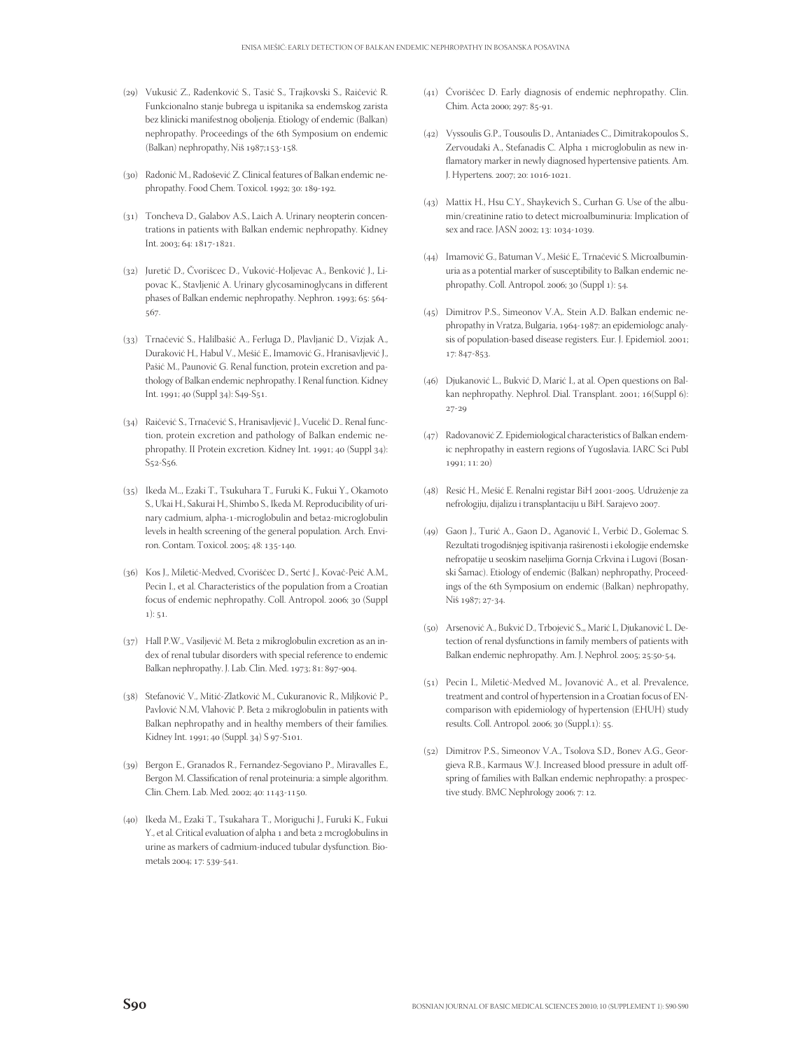(29) Vukusić Z., Radenković S., Tasić S., Trajkovski S., Raićević R. Funkcionalno stanje bubrega u ispitanika sa endemskog zarista bez klinicki manifestnog oboljenja. Etiology of endemic (Balkan) nephropathy. Proceedings of the 6th Symposium on endemic (Balkan) nephropathy, Niš 1987;153-158.

(30) Radonić M., Radošević Z. Clinical features of Balkan endemic nephropathy. Food Chem. Toxicol. 1992; 30: 189-192.

(31) Toncheva D., Galabov A.S., Laich A. Urinary neopterin concentrations in patients with Balkan endemic nephropathy. Kidney Int. 2003; 64: 1817-1821.

(32) Juretić D., Čvoriščec D., Vuković-Holjevac A., Benković J., Lipovac K., Stavljenić A. Urinary glycosaminoglycans in different phases of Balkan endemic nephropathy. Nephron. 1993; 65: 564-567.

(33) Trnačević S., Halilbašić A., Ferluga D., Plavljanić D., Vizjak A., Duraković H., Habul V., Mešić E., Imamović G., Hranisavljević J., Pašić M., Paunović G. Renal function, protein excretion and pathology of Balkan endemic nephropathy. I Renal function. Kidney Int. 1991; 40 (Suppl 34): S49-S51.

(34) Raičević S., Trnačević S., Hranisavljević J., Vucelić D.. Renal function, protein excretion and pathology of Balkan endemic nephropathy. II Protein excretion. Kidney Int. 1991; 40 (Suppl 34): S52-S56.

(35) Ikeda M.., Ezaki T., Tsukuhara T., Furuki K., Fukui Y., Okamoto S., Ukai H., Sakurai H., Shimbo S., Ikeda M. Reproducibility of urinary cadmium, alpha-1-microglobulin and beta2-microglobulin levels in health screening of the general population. Arch. Environ. Contam. Toxicol. 2005; 48: 135-140.

(36) Kos J., Miletić-Medved, Cvoriščec D., Sertć J., Kovač-Peić A.M., Pecin I., et al. Characteristics of the population from a Croatian focus of endemic nephropathy. Coll. Antropol. 2006; 30 (Suppl 1): 51.

(37) Hall P.W., Vasiljević M. Beta 2 mikroglobulin excretion as an index of renal tubular disorders with special reference to endemic Balkan nephropathy. J. Lab. Clin. Med. 1973; 81: 897-904.

(38) Stefanović V., Mitić-Zlatković M., Cukuranovic R., Miljković P., Pavlović N.M, Vlahović P. Beta 2 mikroglobulin in patients with Balkan nephropathy and in healthy members of their families. Kidney Int. 1991; 40 (Suppl. 34) S 97-S101.

(39) Bergon E., Granados R., Fernandez-Segoviano P., Miravalles E., Bergon M. Classification of renal proteinuria: a simple algorithm. Clin. Chem. Lab. Med. 2002; 40: 1143-1150.

(40) Ikeda M., Ezaki T., Tsukahara T., Moriguchi J., Furuki K., Fukui Y., et al. Critical evaluation of alpha 1 and beta 2 mcroglobulins in urine as markers of cadmium-induced tubular dysfunction. Biometals 2004; 17: 539-541.

(41) Čvoriščec D. Early diagnosis of endemic nephropathy. Clin. Chim. Acta 2000; 297: 85-91.

(42) Vyssoulis G.P., Tousoulis D., Antaniades C., Dimitrakopoulos S., Zervoudaki A., Stefanadis C. Alpha 1 microglobulin as new inflamatory marker in newly diagnosed hypertensive patients. Am. J. Hypertens. 2007; 20: 1016-1021.

(43) Mattix H., Hsu C.Y., Shaykevich S., Curhan G. Use of the albumin/creatinine ratio to detect microalbuminuria: Implication of sex and race. JASN 2002; 13: 1034-1039.

(44) Imamović G., Batuman V., Mešić E,. Trnačević S. Microalbuminuria as a potential marker of susceptibility to Balkan endemic nephropathy. Coll. Antropol. 2006; 30 (Suppl 1): 54.

(45) Dimitrov P.S., Simeonov V.A,. Stein A.D. Balkan endemic nephropathy in Vratza, Bulgaria, 1964-1987: an epidemiologc analysis of population-based disease registers. Eur. J. Epidemiol. 2001; 17: 847-853.

(46) Djukanović L., Bukvić D, Marić I., at al. Open questions on Balkan nephropathy. Nephrol. Dial. Transplant. 2001; 16(Suppl 6): 27-29

(47) Radovanović Z. Epidemiological characteristics of Balkan endemic nephropathy in eastern regions of Yugoslavia. IARC Sci Publ 1991; 11: 20)

(48) Resić H., Mešić E. Renalni registar BiH 2001-2005. Udruženje za nefrologiju, dijalizu i transplantaciju u BiH. Sarajevo 2007.

(49) Gaon J., Turić A., Gaon D., Aganović I., Verbić D., Golemac S. Rezultati trogodišnjeg ispitivanja raširenosti i ekologije endemske nefropatije u seoskim naseljima Gornja Crkvina i Lugovi (Bosanski Šamac). Etiology of endemic (Balkan) nephropathy, Proceedings of the 6th Symposium on endemic (Balkan) nephropathy, Niš 1987; 27-34.

(50) Arsenović A., Bukvić D., Trbojević S.,, Marić I., Djukanović L. Detection of renal dysfunctions in family members of patients with Balkan endemic nephropathy. Am. J. Nephrol. 2005; 25:50-54,

(51) Pecin I., Miletić-Medved M., Jovanović A., et al. Prevalence, treatment and control of hypertension in a Croatian focus of EN-comparison with epidemiology of hypertension (EHUH) study results. Coll. Antropol. 2006; 30 (Suppl.1): 55.

(52) Dimitrov P.S., Simeonov V.A., Tsolova S.D., Bonev A.G., Georgieva R.B., Karmaus W.J. Increased blood pressure in adult offspring of families with Balkan endemic nephropathy: a prospective study. BMC Nephrology 2006; 7: 12.